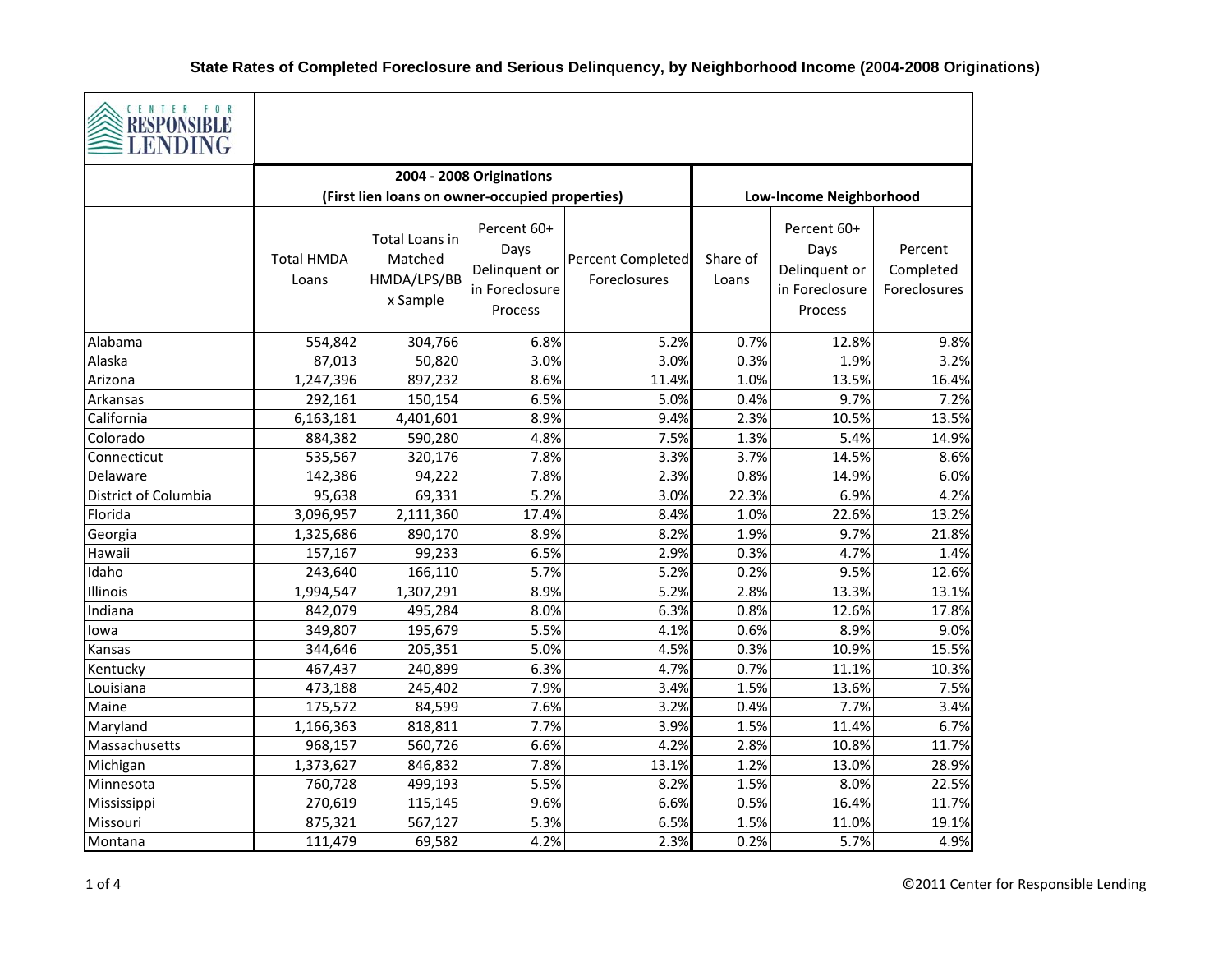# State Rates of Completed Foreclosure and Serious Delinquency, by Neighborhood Income (2004-2008 Originations)

CENTER FOR RESPONSIBLE LENDING

| | 2004 - 2008 Originations (First lien loans on owner-occupied properties) | | | | Low-Income Neighborhood | | |
|---|---|---|---|---|---|---|---|
| | Total HMDA Loans | Total Loans in Matched HMDA/LPS/BBx Sample | Percent 60+ Days Delinquent or in Foreclosure Process | Percent Completed Foreclosures | Share of Loans | Percent 60+ Days Delinquent or in Foreclosure Process | Percent Completed Foreclosures |
| Alabama | 554,842 | 304,766 | 6.8% | 5.2% | 0.7% | 12.8% | 9.8% |
| Alaska | 87,013 | 50,820 | 3.0% | 3.0% | 0.3% | 1.9% | 3.2% |
| Arizona | 1,247,396 | 897,232 | 8.6% | 11.4% | 1.0% | 13.5% | 16.4% |
| Arkansas | 292,161 | 150,154 | 6.5% | 5.0% | 0.4% | 9.7% | 7.2% |
| California | 6,163,181 | 4,401,601 | 8.9% | 9.4% | 2.3% | 10.5% | 13.5% |
| Colorado | 884,382 | 590,280 | 4.8% | 7.5% | 1.3% | 5.4% | 14.9% |
| Connecticut | 535,567 | 320,176 | 7.8% | 3.3% | 3.7% | 14.5% | 8.6% |
| Delaware | 142,386 | 94,222 | 7.8% | 2.3% | 0.8% | 14.9% | 6.0% |
| District of Columbia | 95,638 | 69,331 | 5.2% | 3.0% | 22.3% | 6.9% | 4.2% |
| Florida | 3,096,957 | 2,111,360 | 17.4% | 8.4% | 1.0% | 22.6% | 13.2% |
| Georgia | 1,325,686 | 890,170 | 8.9% | 8.2% | 1.9% | 9.7% | 21.8% |
| Hawaii | 157,167 | 99,233 | 6.5% | 2.9% | 0.3% | 4.7% | 1.4% |
| Idaho | 243,640 | 166,110 | 5.7% | 5.2% | 0.2% | 9.5% | 12.6% |
| Illinois | 1,994,547 | 1,307,291 | 8.9% | 5.2% | 2.8% | 13.3% | 13.1% |
| Indiana | 842,079 | 495,284 | 8.0% | 6.3% | 0.8% | 12.6% | 17.8% |
| Iowa | 349,807 | 195,679 | 5.5% | 4.1% | 0.6% | 8.9% | 9.0% |
| Kansas | 344,646 | 205,351 | 5.0% | 4.5% | 0.3% | 10.9% | 15.5% |
| Kentucky | 467,437 | 240,899 | 6.3% | 4.7% | 0.7% | 11.1% | 10.3% |
| Louisiana | 473,188 | 245,402 | 7.9% | 3.4% | 1.5% | 13.6% | 7.5% |
| Maine | 175,572 | 84,599 | 7.6% | 3.2% | 0.4% | 7.7% | 3.4% |
| Maryland | 1,166,363 | 818,811 | 7.7% | 3.9% | 1.5% | 11.4% | 6.7% |
| Massachusetts | 968,157 | 560,726 | 6.6% | 4.2% | 2.8% | 10.8% | 11.7% |
| Michigan | 1,373,627 | 846,832 | 7.8% | 13.1% | 1.2% | 13.0% | 28.9% |
| Minnesota | 760,728 | 499,193 | 5.5% | 8.2% | 1.5% | 8.0% | 22.5% |
| Mississippi | 270,619 | 115,145 | 9.6% | 6.6% | 0.5% | 16.4% | 11.7% |
| Missouri | 875,321 | 567,127 | 5.3% | 6.5% | 1.5% | 11.0% | 19.1% |
| Montana | 111,479 | 69,582 | 4.2% | 2.3% | 0.2% | 5.7% | 4.9% |

©2011 Center for Responsible Lending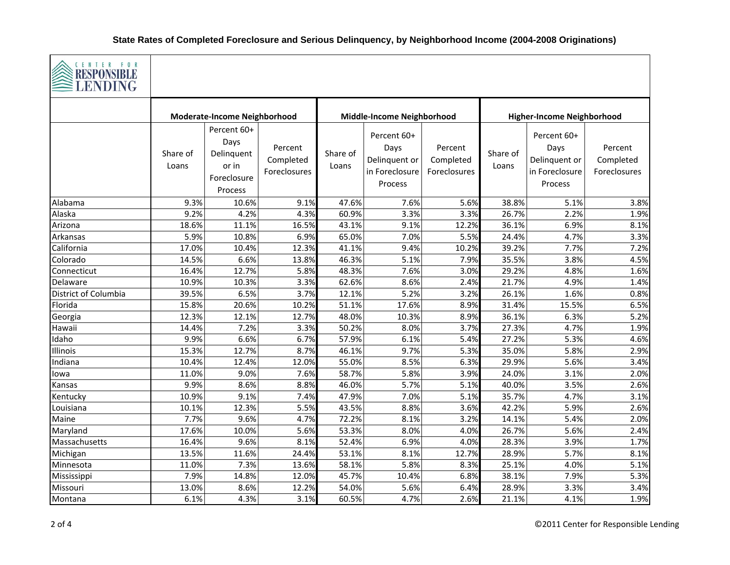# State Rates of Completed Foreclosure and Serious Delinquency, by Neighborhood Income (2004-2008 Originations)

CENTER FOR RESPONSIBLE LENDING

| | Moderate-Income Neighborhood | | | Middle-Income Neighborhood | | | Higher-Income Neighborhood | | |
|---|---|---|---|---|---|---|---|---|---|
| | Share of Loans | Percent 60+ Days Delinquent or in Foreclosure Process | Percent Completed Foreclosures | Share of Loans | Percent 60+ Days Delinquent or in Foreclosure Process | Percent Completed Foreclosures | Share of Loans | Percent 60+ Days Delinquent or in Foreclosure Process | Percent Completed Foreclosures |
| Alabama | 9.3% | 10.6% | 9.1% | 47.6% | 7.6% | 5.6% | 38.8% | 5.1% | 3.8% |
| Alaska | 9.2% | 4.2% | 4.3% | 60.9% | 3.3% | 3.3% | 26.7% | 2.2% | 1.9% |
| Arizona | 18.6% | 11.1% | 16.5% | 43.1% | 9.1% | 12.2% | 36.1% | 6.9% | 8.1% |
| Arkansas | 5.9% | 10.8% | 6.9% | 65.0% | 7.0% | 5.5% | 24.4% | 4.7% | 3.3% |
| California | 17.0% | 10.4% | 12.3% | 41.1% | 9.4% | 10.2% | 39.2% | 7.7% | 7.2% |
| Colorado | 14.5% | 6.6% | 13.8% | 46.3% | 5.1% | 7.9% | 35.5% | 3.8% | 4.5% |
| Connecticut | 16.4% | 12.7% | 5.8% | 48.3% | 7.6% | 3.0% | 29.2% | 4.8% | 1.6% |
| Delaware | 10.9% | 10.3% | 3.3% | 62.6% | 8.6% | 2.4% | 21.7% | 4.9% | 1.4% |
| District of Columbia | 39.5% | 6.5% | 3.7% | 12.1% | 5.2% | 3.2% | 26.1% | 1.6% | 0.8% |
| Florida | 15.8% | 20.6% | 10.2% | 51.1% | 17.6% | 8.9% | 31.4% | 15.5% | 6.5% |
| Georgia | 12.3% | 12.1% | 12.7% | 48.0% | 10.3% | 8.9% | 36.1% | 6.3% | 5.2% |
| Hawaii | 14.4% | 7.2% | 3.3% | 50.2% | 8.0% | 3.7% | 27.3% | 4.7% | 1.9% |
| Idaho | 9.9% | 6.6% | 6.7% | 57.9% | 6.1% | 5.4% | 27.2% | 5.3% | 4.6% |
| Illinois | 15.3% | 12.7% | 8.7% | 46.1% | 9.7% | 5.3% | 35.0% | 5.8% | 2.9% |
| Indiana | 10.4% | 12.4% | 12.0% | 55.0% | 8.5% | 6.3% | 29.9% | 5.6% | 3.4% |
| Iowa | 11.0% | 9.0% | 7.6% | 58.7% | 5.8% | 3.9% | 24.0% | 3.1% | 2.0% |
| Kansas | 9.9% | 8.6% | 8.8% | 46.0% | 5.7% | 5.1% | 40.0% | 3.5% | 2.6% |
| Kentucky | 10.9% | 9.1% | 7.4% | 47.9% | 7.0% | 5.1% | 35.7% | 4.7% | 3.1% |
| Louisiana | 10.1% | 12.3% | 5.5% | 43.5% | 8.8% | 3.6% | 42.2% | 5.9% | 2.6% |
| Maine | 7.7% | 9.6% | 4.7% | 72.2% | 8.1% | 3.2% | 14.1% | 5.4% | 2.0% |
| Maryland | 17.6% | 10.0% | 5.6% | 53.3% | 8.0% | 4.0% | 26.7% | 5.6% | 2.4% |
| Massachusetts | 16.4% | 9.6% | 8.1% | 52.4% | 6.9% | 4.0% | 28.3% | 3.9% | 1.7% |
| Michigan | 13.5% | 11.6% | 24.4% | 53.1% | 8.1% | 12.7% | 28.9% | 5.7% | 8.1% |
| Minnesota | 11.0% | 7.3% | 13.6% | 58.1% | 5.8% | 8.3% | 25.1% | 4.0% | 5.1% |
| Mississippi | 7.9% | 14.8% | 12.0% | 45.7% | 10.4% | 6.8% | 38.1% | 7.9% | 5.3% |
| Missouri | 13.0% | 8.6% | 12.2% | 54.0% | 5.6% | 6.4% | 28.9% | 3.3% | 3.4% |
| Montana | 6.1% | 4.3% | 3.1% | 60.5% | 4.7% | 2.6% | 21.1% | 4.1% | 1.9% |

©2011 Center for Responsible Lending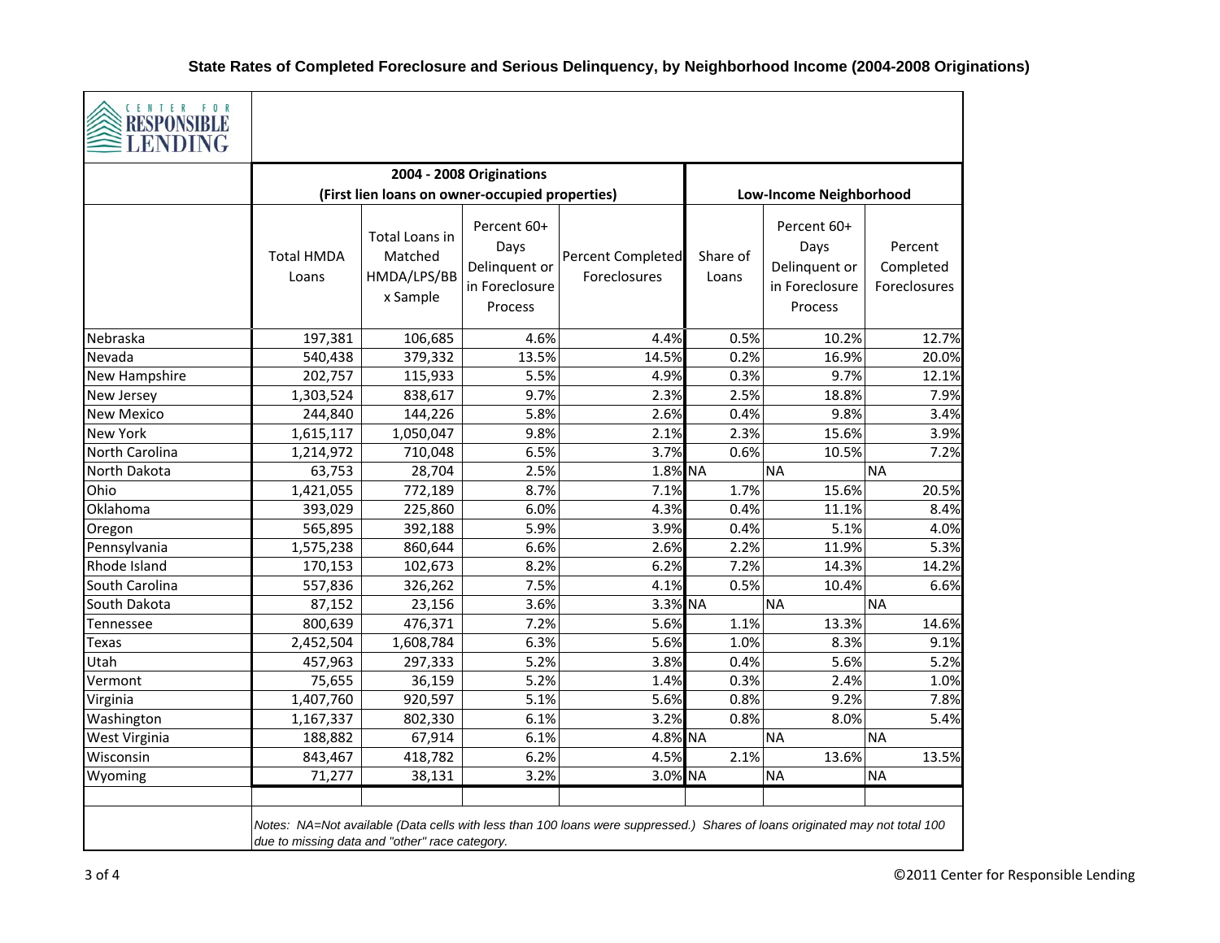## State Rates of Completed Foreclosure and Serious Delinquency, by Neighborhood Income (2004-2008 Originations)

CENTER FOR RESPONSIBLE LENDING

| | 2004 - 2008 Originations (First lien loans on owner-occupied properties) | | | | Low-Income Neighborhood | | |
|---|---|---|---|---|---|---|---|
| | Total HMDA Loans | Total Loans in Matched HMDA/LPS/BBx Sample | Percent 60+ Days Delinquent or in Foreclosure Process | Percent Completed Foreclosures | Share of Loans | Percent 60+ Days Delinquent or in Foreclosure Process | Percent Completed Foreclosures |
| Nebraska | 197,381 | 106,685 | 4.6% | 4.4% | 0.5% | 10.2% | 12.7% |
| Nevada | 540,438 | 379,332 | 13.5% | 14.5% | 0.2% | 16.9% | 20.0% |
| New Hampshire | 202,757 | 115,933 | 5.5% | 4.9% | 0.3% | 9.7% | 12.1% |
| New Jersey | 1,303,524 | 838,617 | 9.7% | 2.3% | 2.5% | 18.8% | 7.9% |
| New Mexico | 244,840 | 144,226 | 5.8% | 2.6% | 0.4% | 9.8% | 3.4% |
| New York | 1,615,117 | 1,050,047 | 9.8% | 2.1% | 2.3% | 15.6% | 3.9% |
| North Carolina | 1,214,972 | 710,048 | 6.5% | 3.7% | 0.6% | 10.5% | 7.2% |
| North Dakota | 63,753 | 28,704 | 2.5% | 1.8% | NA | NA | NA |
| Ohio | 1,421,055 | 772,189 | 8.7% | 7.1% | 1.7% | 15.6% | 20.5% |
| Oklahoma | 393,029 | 225,860 | 6.0% | 4.3% | 0.4% | 11.1% | 8.4% |
| Oregon | 565,895 | 392,188 | 5.9% | 3.9% | 0.4% | 5.1% | 4.0% |
| Pennsylvania | 1,575,238 | 860,644 | 6.6% | 2.6% | 2.2% | 11.9% | 5.3% |
| Rhode Island | 170,153 | 102,673 | 8.2% | 6.2% | 7.2% | 14.3% | 14.2% |
| South Carolina | 557,836 | 326,262 | 7.5% | 4.1% | 0.5% | 10.4% | 6.6% |
| South Dakota | 87,152 | 23,156 | 3.6% | 3.3% | NA | NA | NA |
| Tennessee | 800,639 | 476,371 | 7.2% | 5.6% | 1.1% | 13.3% | 14.6% |
| Texas | 2,452,504 | 1,608,784 | 6.3% | 5.6% | 1.0% | 8.3% | 9.1% |
| Utah | 457,963 | 297,333 | 5.2% | 3.8% | 0.4% | 5.6% | 5.2% |
| Vermont | 75,655 | 36,159 | 5.2% | 1.4% | 0.3% | 2.4% | 1.0% |
| Virginia | 1,407,760 | 920,597 | 5.1% | 5.6% | 0.8% | 9.2% | 7.8% |
| Washington | 1,167,337 | 802,330 | 6.1% | 3.2% | 0.8% | 8.0% | 5.4% |
| West Virginia | 188,882 | 67,914 | 6.1% | 4.8% | NA | NA | NA |
| Wisconsin | 843,467 | 418,782 | 6.2% | 4.5% | 2.1% | 13.6% | 13.5% |
| Wyoming | 71,277 | 38,131 | 3.2% | 3.0% | NA | NA | NA |

*Notes: NA=Not available (Data cells with less than 100 loans were suppressed.) Shares of loans originated may not total 100 due to missing data and "other" race category.*

©2011 Center for Responsible Lending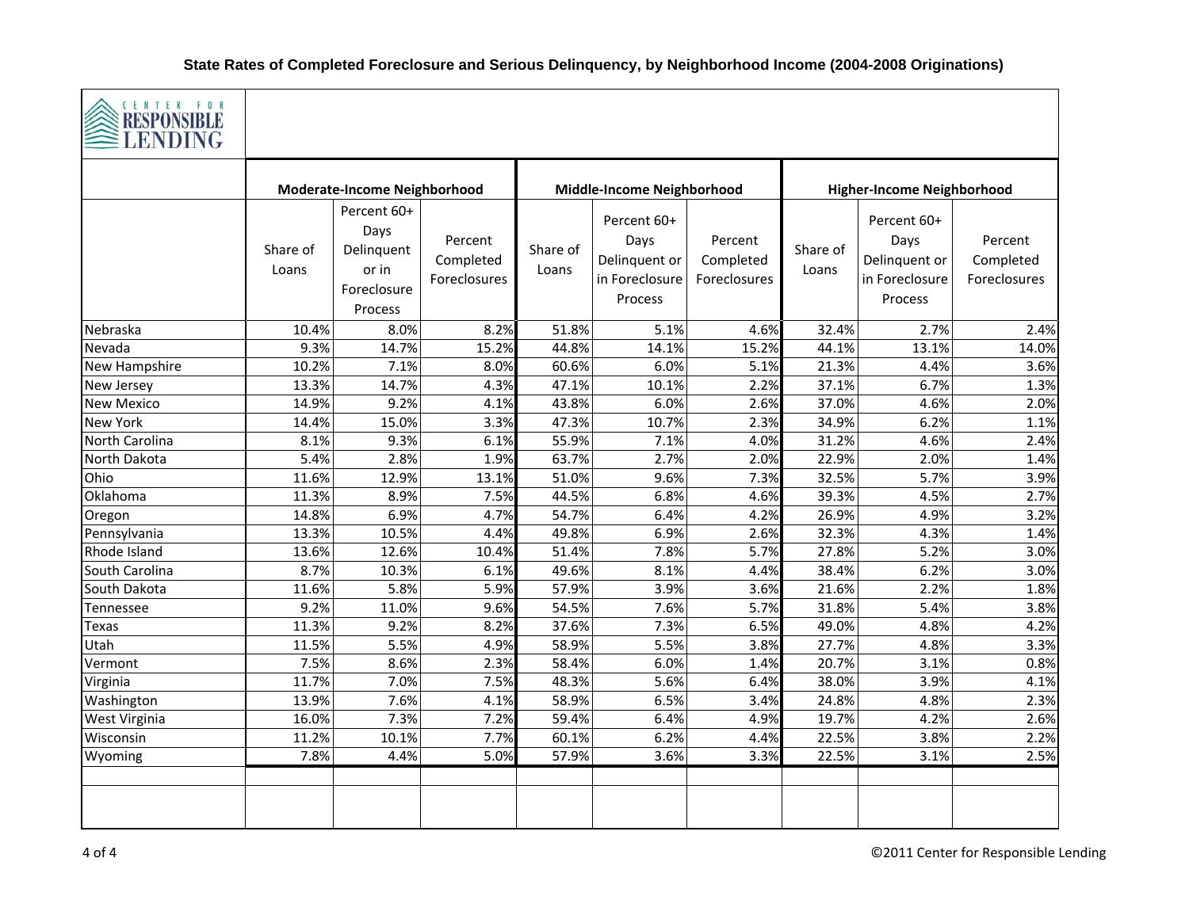**State Rates of Completed Foreclosure and Serious Delinquency, by Neighborhood Income (2004-2008 Originations)**

CENTER FOR RESPONSIBLE LENDING

| | Moderate-Income Neighborhood | | | Middle-Income Neighborhood | | | Higher-Income Neighborhood | | |
|---|---|---|---|---|---|---|---|---|---|
| | Share of Loans | Percent 60+ Days Delinquent or in Foreclosure Process | Percent Completed Foreclosures | Share of Loans | Percent 60+ Days Delinquent or in Foreclosure Process | Percent Completed Foreclosures | Share of Loans | Percent 60+ Days Delinquent or in Foreclosure Process | Percent Completed Foreclosures |
| Nebraska | 10.4% | 8.0% | 8.2% | 51.8% | 5.1% | 4.6% | 32.4% | 2.7% | 2.4% |
| Nevada | 9.3% | 14.7% | 15.2% | 44.8% | 14.1% | 15.2% | 44.1% | 13.1% | 14.0% |
| New Hampshire | 10.2% | 7.1% | 8.0% | 60.6% | 6.0% | 5.1% | 21.3% | 4.4% | 3.6% |
| New Jersey | 13.3% | 14.7% | 4.3% | 47.1% | 10.1% | 2.2% | 37.1% | 6.7% | 1.3% |
| New Mexico | 14.9% | 9.2% | 4.1% | 43.8% | 6.0% | 2.6% | 37.0% | 4.6% | 2.0% |
| New York | 14.4% | 15.0% | 3.3% | 47.3% | 10.7% | 2.3% | 34.9% | 6.2% | 1.1% |
| North Carolina | 8.1% | 9.3% | 6.1% | 55.9% | 7.1% | 4.0% | 31.2% | 4.6% | 2.4% |
| North Dakota | 5.4% | 2.8% | 1.9% | 63.7% | 2.7% | 2.0% | 22.9% | 2.0% | 1.4% |
| Ohio | 11.6% | 12.9% | 13.1% | 51.0% | 9.6% | 7.3% | 32.5% | 5.7% | 3.9% |
| Oklahoma | 11.3% | 8.9% | 7.5% | 44.5% | 6.8% | 4.6% | 39.3% | 4.5% | 2.7% |
| Oregon | 14.8% | 6.9% | 4.7% | 54.7% | 6.4% | 4.2% | 26.9% | 4.9% | 3.2% |
| Pennsylvania | 13.3% | 10.5% | 4.4% | 49.8% | 6.9% | 2.6% | 32.3% | 4.3% | 1.4% |
| Rhode Island | 13.6% | 12.6% | 10.4% | 51.4% | 7.8% | 5.7% | 27.8% | 5.2% | 3.0% |
| South Carolina | 8.7% | 10.3% | 6.1% | 49.6% | 8.1% | 4.4% | 38.4% | 6.2% | 3.0% |
| South Dakota | 11.6% | 5.8% | 5.9% | 57.9% | 3.9% | 3.6% | 21.6% | 2.2% | 1.8% |
| Tennessee | 9.2% | 11.0% | 9.6% | 54.5% | 7.6% | 5.7% | 31.8% | 5.4% | 3.8% |
| Texas | 11.3% | 9.2% | 8.2% | 37.6% | 7.3% | 6.5% | 49.0% | 4.8% | 4.2% |
| Utah | 11.5% | 5.5% | 4.9% | 58.9% | 5.5% | 3.8% | 27.7% | 4.8% | 3.3% |
| Vermont | 7.5% | 8.6% | 2.3% | 58.4% | 6.0% | 1.4% | 20.7% | 3.1% | 0.8% |
| Virginia | 11.7% | 7.0% | 7.5% | 48.3% | 5.6% | 6.4% | 38.0% | 3.9% | 4.1% |
| Washington | 13.9% | 7.6% | 4.1% | 58.9% | 6.5% | 3.4% | 24.8% | 4.8% | 2.3% |
| West Virginia | 16.0% | 7.3% | 7.2% | 59.4% | 6.4% | 4.9% | 19.7% | 4.2% | 2.6% |
| Wisconsin | 11.2% | 10.1% | 7.7% | 60.1% | 6.2% | 4.4% | 22.5% | 3.8% | 2.2% |
| Wyoming | 7.8% | 4.4% | 5.0% | 57.9% | 3.6% | 3.3% | 22.5% | 3.1% | 2.5% |

©2011 Center for Responsible Lending